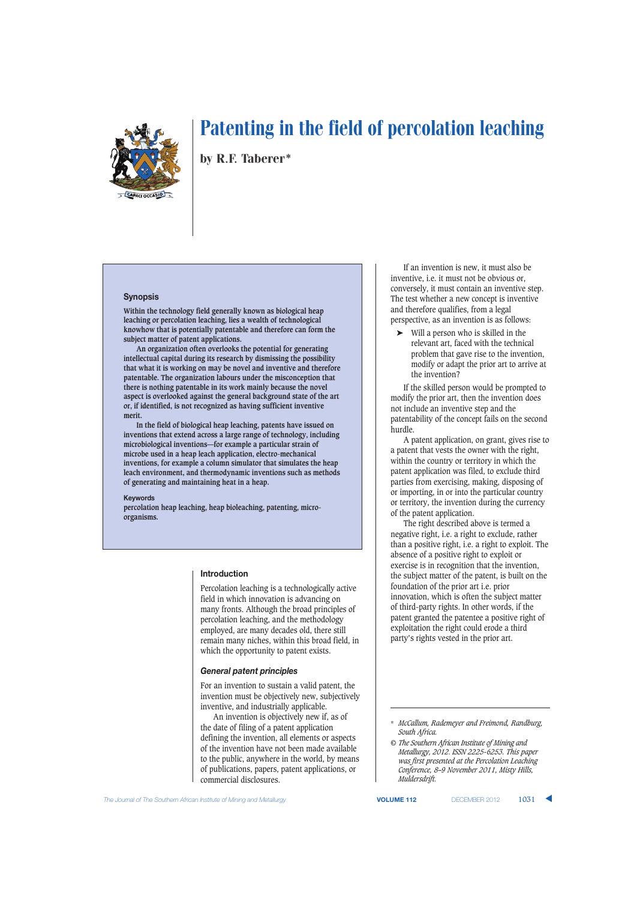# Patenting in the field of percolation leaching

by R.F. Taberer*

## Synopsis

Within the technology field generally known as biological heap leaching or percolation leaching, lies a wealth of technological knowhow that is potentially patentable and therefore can form the subject matter of patent applications.

An organization often overlooks the potential for generating intellectual capital during its research by dismissing the possibility that what it is working on may be novel and inventive and therefore patentable. The organization labours under the misconception that there is nothing patentable in its work mainly because the novel aspect is overlooked against the general background state of the art or, if identified, is not recognized as having sufficient inventive merit.

In the field of biological heap leaching, patents have issued on inventions that extend across a large range of technology, including microbiological inventions—for example a particular strain of microbe used in a heap leach application, electro-mechanical inventions, for example a column simulator that simulates the heap leach environment, and thermodynamic inventions such as methods of generating and maintaining heat in a heap.

**Keywords**

percolation heap leaching, heap bioleaching, patenting, micro-organisms.

## Introduction

Percolation leaching is a technologically active field in which innovation is advancing on many fronts. Although the broad principles of percolation leaching, and the methodology employed, are many decades old, there still remain many niches, within this broad field, in which the opportunity to patent exists.

### General patent principles

For an invention to sustain a valid patent, the invention must be objectively new, subjectively inventive, and industrially applicable.

An invention is objectively new if, as of the date of filing of a patent application defining the invention, all elements or aspects of the invention have not been made available to the public, anywhere in the world, by means of publications, papers, patent applications, or commercial disclosures.

If an invention is new, it must also be inventive, i.e. it must not be obvious or, conversely, it must contain an inventive step. The test whether a new concept is inventive and therefore qualifies, from a legal perspective, as an invention is as follows:

- Will a person who is skilled in the relevant art, faced with the technical problem that gave rise to the invention, modify or adapt the prior art to arrive at the invention?

If the skilled person would be prompted to modify the prior art, then the invention does not include an inventive step and the patentability of the concept fails on the second hurdle.

A patent application, on grant, gives rise to a patent that vests the owner with the right, within the country or territory in which the patent application was filed, to exclude third parties from exercising, making, disposing of or importing, in or into the particular country or territory, the invention during the currency of the patent application.

The right described above is termed a negative right, i.e. a right to exclude, rather than a positive right, i.e. a right to exploit. The absence of a positive right to exploit or exercise is in recognition that the invention, the subject matter of the patent, is built on the foundation of the prior art i.e. prior innovation, which is often the subject matter of third-party rights. In other words, if the patent granted the patentee a positive right of exploitation the right could erode a third party's rights vested in the prior art.

---

* *McCallum, Rademeyer and Freimond, Randburg, South Africa.*

© *The Southern African Institute of Mining and Metallurgy, 2012. ISSN 2225-6253. This paper was first presented at the Percolation Leaching Conference, 8–9 November 2011, Misty Hills, Muldersdrift.*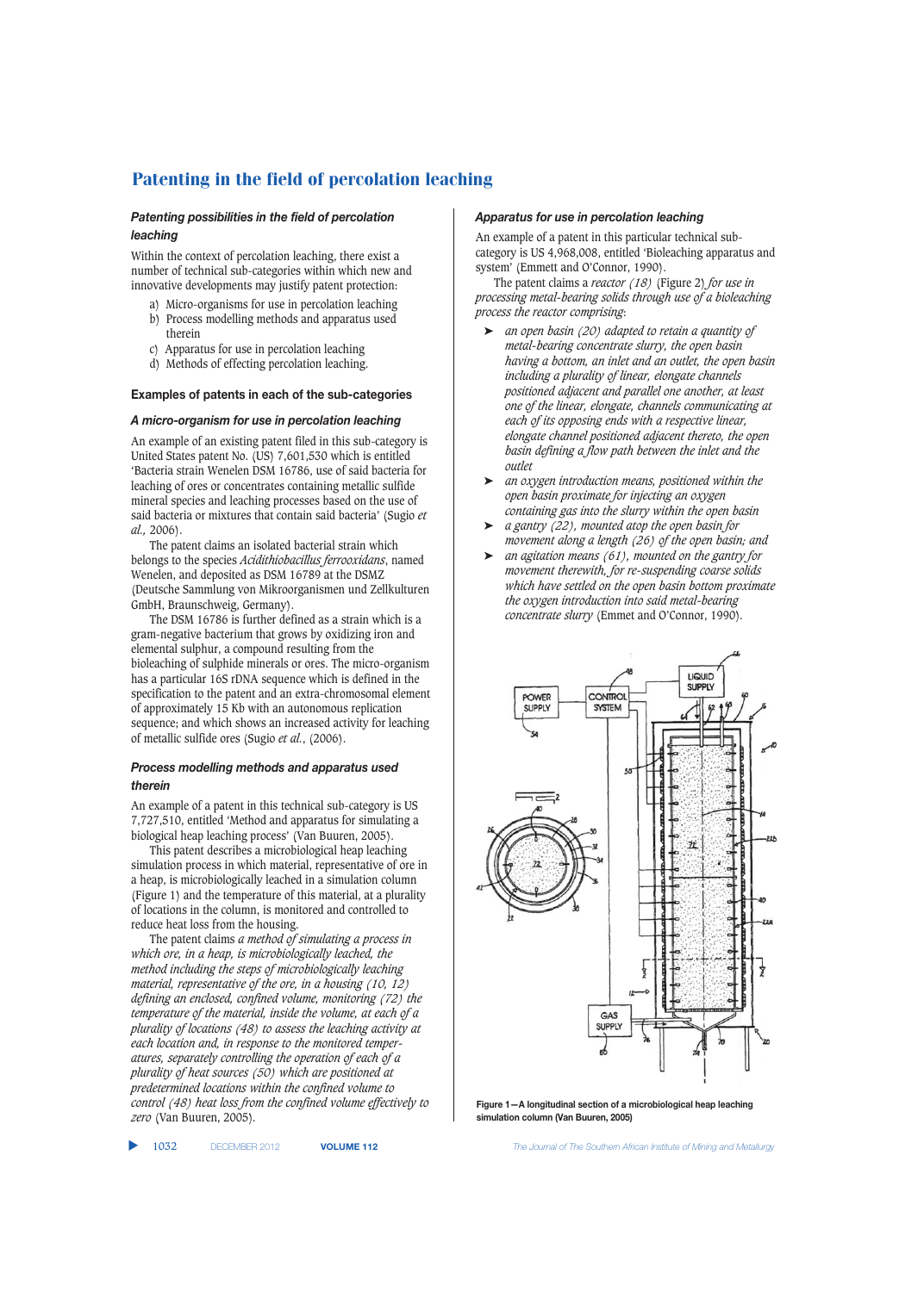# Patenting in the field of percolation leaching

### Patenting possibilities in the field of percolation leaching

Within the context of percolation leaching, there exist a number of technical sub-categories within which new and innovative developments may justify patent protection:

a) Micro-organisms for use in percolation leaching
b) Process modelling methods and apparatus used therein
c) Apparatus for use in percolation leaching
d) Methods of effecting percolation leaching.

#### Examples of patents in each of the sub-categories

### A micro-organism for use in percolation leaching

An example of an existing patent filed in this sub-category is United States patent No. (US) 7,601,530 which is entitled 'Bacteria strain Wenelen DSM 16786, use of said bacteria for leaching of ores or concentrates containing metallic sulfide mineral species and leaching processes based on the use of said bacteria or mixtures that contain said bacteria' (Sugio *et al.*, 2006).

The patent claims an isolated bacterial strain which belongs to the species *Acidithiobacillus ferrooxidans*, named Wenelen, and deposited as DSM 16789 at the DSMZ (Deutsche Sammlung von Mikroorganismen und Zellkulturen GmbH, Braunschweig, Germany).

The DSM 16786 is further defined as a strain which is a gram-negative bacterium that grows by oxidizing iron and elemental sulphur, a compound resulting from the bioleaching of sulphide minerals or ores. The micro-organism has a particular 16S rDNA sequence which is defined in the specification to the patent and an extra-chromosomal element of approximately 15 Kb with an autonomous replication sequence; and which shows an increased activity for leaching of metallic sulfide ores (Sugio *et al.*, (2006).

### Process modelling methods and apparatus used therein

An example of a patent in this technical sub-category is US 7,727,510, entitled 'Method and apparatus for simulating a biological heap leaching process' (Van Buuren, 2005).

This patent describes a microbiological heap leaching simulation process in which material, representative of ore in a heap, is microbiologically leached in a simulation column (Figure 1) and the temperature of this material, at a plurality of locations in the column, is monitored and controlled to reduce heat loss from the housing.

The patent claims *a method of simulating a process in which ore, in a heap, is microbiologically leached, the method including the steps of microbiologically leaching material, representative of the ore, in a housing (10, 12) defining an enclosed, confined volume, monitoring (72) the temperature of the material, inside the volume, at each of a plurality of locations (48) to assess the leaching activity at each location and, in response to the monitored temperatures, separately controlling the operation of each of a plurality of heat sources (50) which are positioned at predetermined locations within the confined volume to control (48) heat loss from the confined volume effectively to zero* (Van Buuren, 2005).

### Apparatus for use in percolation leaching

An example of a patent in this particular technical sub-category is US 4,968,008, entitled 'Bioleaching apparatus and system' (Emmett and O'Connor, 1990).

The patent claims a *reactor (18)* (Figure 2) *for use in processing metal-bearing solids through use of a bioleaching process the reactor comprising*:

- *an open basin (20) adapted to retain a quantity of metal-bearing concentrate slurry, the open basin having a bottom, an inlet and an outlet, the open basin including a plurality of linear, elongate channels positioned adjacent and parallel one another, at least one of the linear, elongate, channels communicating at each of its opposing ends with a respective linear, elongate channel positioned adjacent thereto, the open basin defining a flow path between the inlet and the outlet*
- *an oxygen introduction means, positioned within the open basin proximate for injecting an oxygen containing gas into the slurry within the open basin*
- *a gantry (22), mounted atop the open basin for movement along a length (26) of the open basin; and*
- *an agitation means (61), mounted on the gantry for movement therewith, for re-suspending coarse solids which have settled on the open basin bottom proximate the oxygen introduction into said metal-bearing concentrate slurry* (Emmet and O'Connor, 1990).

Figure 1—A longitudinal section of a microbiological heap leaching simulation column (Van Buuren, 2005)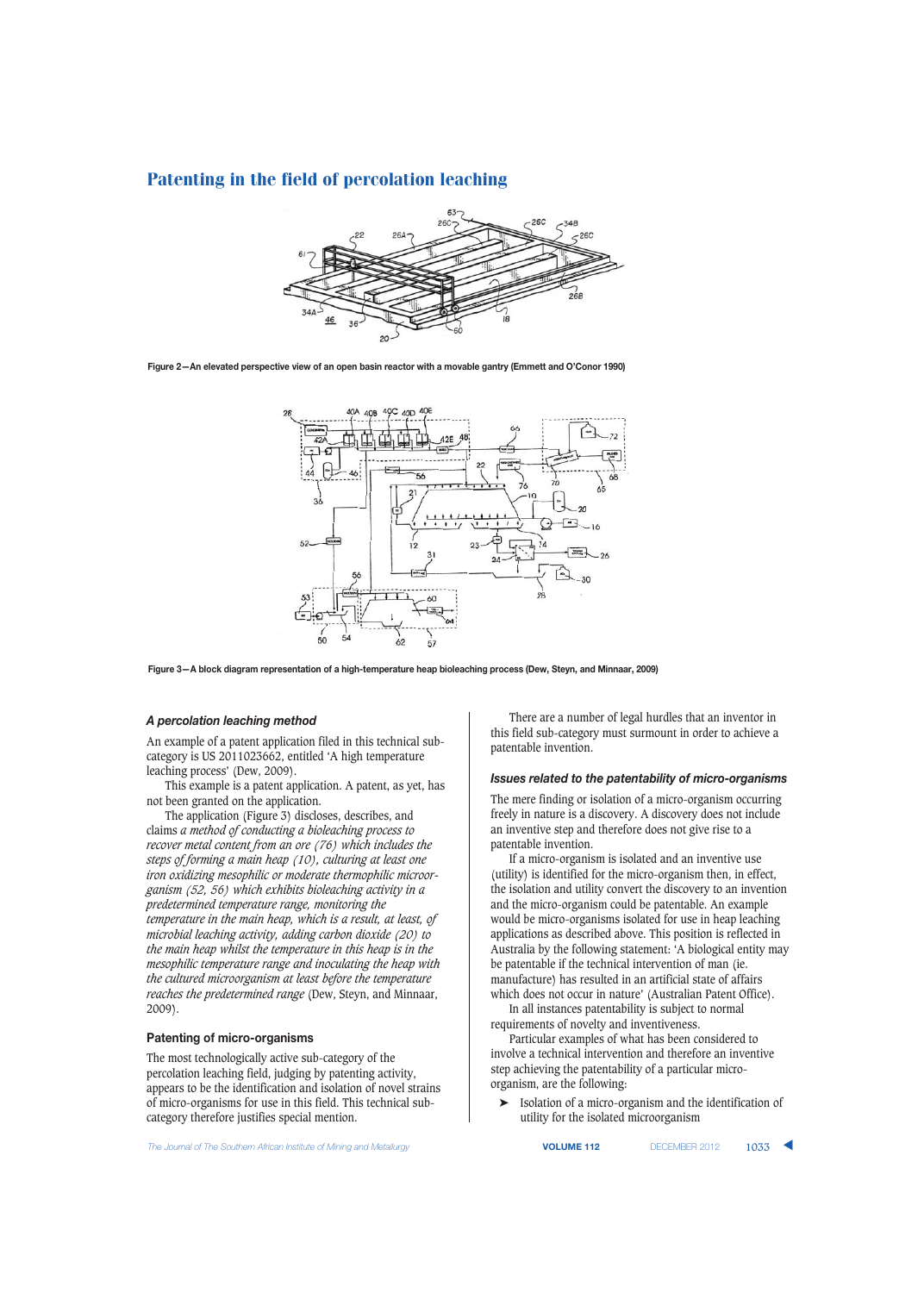Figure 2—An elevated perspective view of an open basin reactor with a movable gantry (Emmett and O'Conor 1990)

Figure 3—A block diagram representation of a high-temperature heap bioleaching process (Dew, Steyn, and Minnaar, 2009)

#### *A percolation leaching method*

An example of a patent application filed in this technical sub-category is US 2011023662, entitled 'A high temperature leaching process' (Dew, 2009).

This example is a patent application. A patent, as yet, has not been granted on the application.

The application (Figure 3) discloses, describes, and claims *a method of conducting a bioleaching process to recover metal content from an ore (76) which includes the steps of forming a main heap (10), culturing at least one iron oxidizing mesophilic or moderate thermophilic microorganism (52, 56) which exhibits bioleaching activity in a predetermined temperature range, monitoring the temperature in the main heap, which is a result, at least, of microbial leaching activity, adding carbon dioxide (20) to the main heap whilst the temperature in this heap is in the mesophilic temperature range and inoculating the heap with the cultured microorganism at least before the temperature reaches the predetermined range* (Dew, Steyn, and Minnaar, 2009).

### Patenting of micro-organisms

The most technologically active sub-category of the percolation leaching field, judging by patenting activity, appears to be the identification and isolation of novel strains of micro-organisms for use in this field. This technical sub-category therefore justifies special mention.

There are a number of legal hurdles that an inventor in this field sub-category must surmount in order to achieve a patentable invention.

#### *Issues related to the patentability of micro-organisms*

The mere finding or isolation of a micro-organism occurring freely in nature is a discovery. A discovery does not include an inventive step and therefore does not give rise to a patentable invention.

If a micro-organism is isolated and an inventive use (utility) is identified for the micro-organism then, in effect, the isolation and utility convert the discovery to an invention and the micro-organism could be patentable. An example would be micro-organisms isolated for use in heap leaching applications as described above. This position is reflected in Australia by the following statement: 'A biological entity may be patentable if the technical intervention of man (ie. manufacture) has resulted in an artificial state of affairs which does not occur in nature' (Australian Patent Office).

In all instances patentability is subject to normal requirements of novelty and inventiveness.

Particular examples of what has been considered to involve a technical intervention and therefore an inventive step achieving the patentability of a particular micro-organism, are the following:

- Isolation of a micro-organism and the identification of utility for the isolated microorganism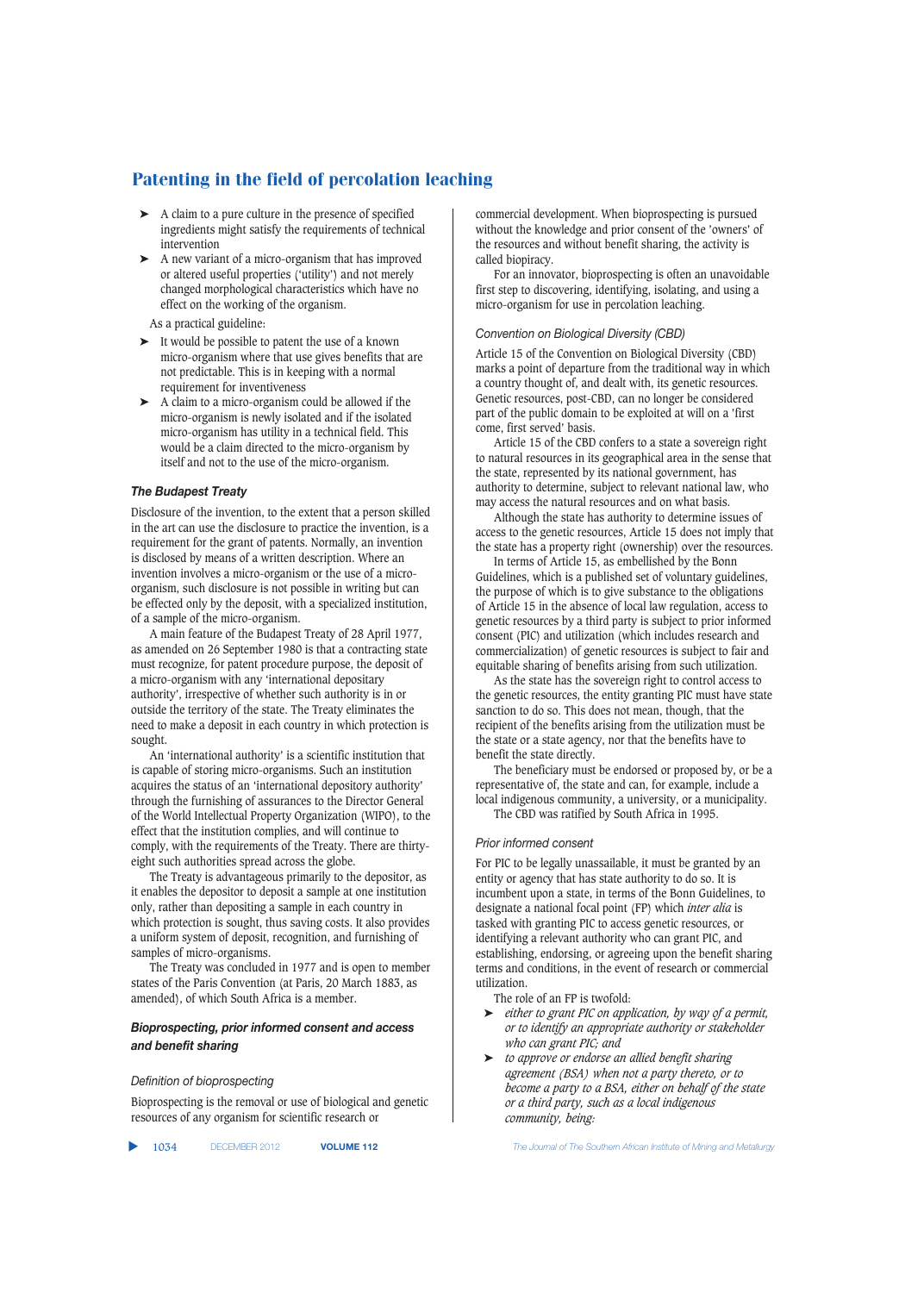- A claim to a pure culture in the presence of specified ingredients might satisfy the requirements of technical intervention
- A new variant of a micro-organism that has improved or altered useful properties ('utility') and not merely changed morphological characteristics which have no effect on the working of the organism.

As a practical guideline:

- It would be possible to patent the use of a known micro-organism where that use gives benefits that are not predictable. This is in keeping with a normal requirement for inventiveness
- A claim to a micro-organism could be allowed if the micro-organism is newly isolated and if the isolated micro-organism has utility in a technical field. This would be a claim directed to the micro-organism by itself and not to the use of the micro-organism.

### The Budapest Treaty

Disclosure of the invention, to the extent that a person skilled in the art can use the disclosure to practice the invention, is a requirement for the grant of patents. Normally, an invention is disclosed by means of a written description. Where an invention involves a micro-organism or the use of a micro-organism, such disclosure is not possible in writing but can be effected only by the deposit, with a specialized institution, of a sample of the micro-organism.

A main feature of the Budapest Treaty of 28 April 1977, as amended on 26 September 1980 is that a contracting state must recognize, for patent procedure purpose, the deposit of a micro-organism with any 'international depositary authority', irrespective of whether such authority is in or outside the territory of the state. The Treaty eliminates the need to make a deposit in each country in which protection is sought.

An 'international authority' is a scientific institution that is capable of storing micro-organisms. Such an institution acquires the status of an 'international depository authority' through the furnishing of assurances to the Director General of the World Intellectual Property Organization (WIPO), to the effect that the institution complies, and will continue to comply, with the requirements of the Treaty. There are thirty-eight such authorities spread across the globe.

The Treaty is advantageous primarily to the depositor, as it enables the depositor to deposit a sample at one institution only, rather than depositing a sample in each country in which protection is sought, thus saving costs. It also provides a uniform system of deposit, recognition, and furnishing of samples of micro-organisms.

The Treaty was concluded in 1977 and is open to member states of the Paris Convention (at Paris, 20 March 1883, as amended), of which South Africa is a member.

### Bioprospecting, prior informed consent and access and benefit sharing

#### Definition of bioprospecting

Bioprospecting is the removal or use of biological and genetic resources of any organism for scientific research or commercial development. When bioprospecting is pursued without the knowledge and prior consent of the 'owners' of the resources and without benefit sharing, the activity is called biopiracy.

For an innovator, bioprospecting is often an unavoidable first step to discovering, identifying, isolating, and using a micro-organism for use in percolation leaching.

#### Convention on Biological Diversity (CBD)

Article 15 of the Convention on Biological Diversity (CBD) marks a point of departure from the traditional way in which a country thought of, and dealt with, its genetic resources. Genetic resources, post-CBD, can no longer be considered part of the public domain to be exploited at will on a 'first come, first served' basis.

Article 15 of the CBD confers to a state a sovereign right to natural resources in its geographical area in the sense that the state, represented by its national government, has authority to determine, subject to relevant national law, who may access the natural resources and on what basis.

Although the state has authority to determine issues of access to the genetic resources, Article 15 does not imply that the state has a property right (ownership) over the resources.

In terms of Article 15, as embellished by the Bonn Guidelines, which is a published set of voluntary guidelines, the purpose of which is to give substance to the obligations of Article 15 in the absence of local law regulation, access to genetic resources by a third party is subject to prior informed consent (PIC) and utilization (which includes research and commercialization) of genetic resources is subject to fair and equitable sharing of benefits arising from such utilization.

As the state has the sovereign right to control access to the genetic resources, the entity granting PIC must have state sanction to do so. This does not mean, though, that the recipient of the benefits arising from the utilization must be the state or a state agency, nor that the benefits have to benefit the state directly.

The beneficiary must be endorsed or proposed by, or be a representative of, the state and can, for example, include a local indigenous community, a university, or a municipality.

The CBD was ratified by South Africa in 1995.

#### Prior informed consent

For PIC to be legally unassailable, it must be granted by an entity or agency that has state authority to do so. It is incumbent upon a state, in terms of the Bonn Guidelines, to designate a national focal point (FP) which *inter alia* is tasked with granting PIC to access genetic resources, or identifying a relevant authority who can grant PIC, and establishing, endorsing, or agreeing upon the benefit sharing terms and conditions, in the event of research or commercial utilization.

The role of an FP is twofold:

- *either to grant PIC on application, by way of a permit, or to identify an appropriate authority or stakeholder who can grant PIC; and*
- *to approve or endorse an allied benefit sharing agreement (BSA) when not a party thereto, or to become a party to a BSA, either on behalf of the state or a third party, such as a local indigenous community, being:*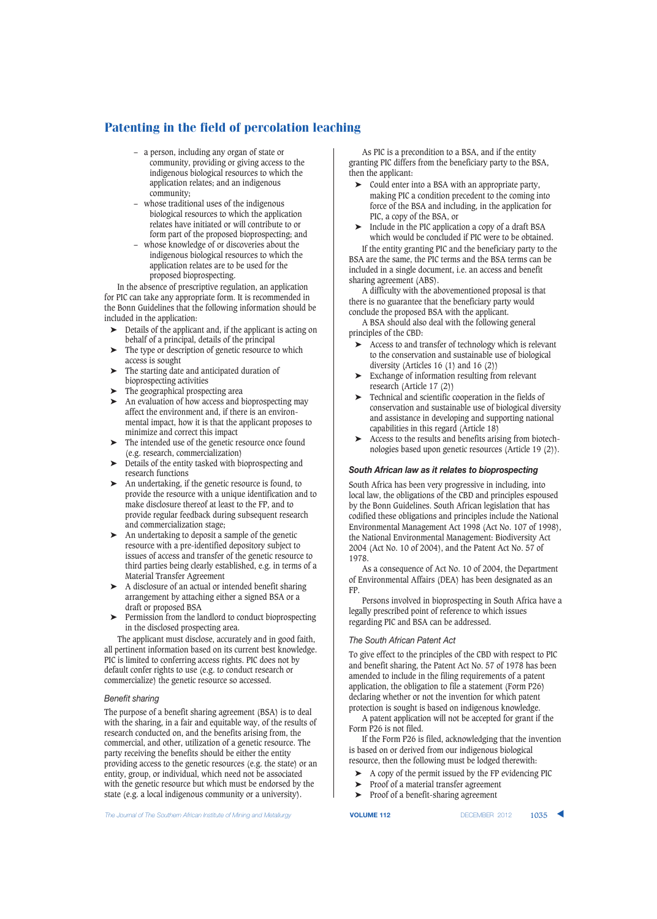- a person, including any organ of state or community, providing or giving access to the indigenous biological resources to which the application relates; and an indigenous community;
  - whose traditional uses of the indigenous biological resources to which the application relates have initiated or will contribute to or form part of the proposed bioprospecting; and
  - whose knowledge of or discoveries about the indigenous biological resources to which the application relates are to be used for the proposed bioprospecting.

In the absence of prescriptive regulation, an application for PIC can take any appropriate form. It is recommended in the Bonn Guidelines that the following information should be included in the application:

- ➤ Details of the applicant and, if the applicant is acting on behalf of a principal, details of the principal
- ➤ The type or description of genetic resource to which access is sought
- ➤ The starting date and anticipated duration of bioprospecting activities
- ➤ The geographical prospecting area
- ➤ An evaluation of how access and bioprospecting may affect the environment and, if there is an environmental impact, how it is that the applicant proposes to minimize and correct this impact
- ➤ The intended use of the genetic resource once found (e.g. research, commercialization)
- ➤ Details of the entity tasked with bioprospecting and research functions
- ➤ An undertaking, if the genetic resource is found, to provide the resource with a unique identification and to make disclosure thereof at least to the FP, and to provide regular feedback during subsequent research and commercialization stage;
- ➤ An undertaking to deposit a sample of the genetic resource with a pre-identified depository subject to issues of access and transfer of the genetic resource to third parties being clearly established, e.g. in terms of a Material Transfer Agreement
- ➤ A disclosure of an actual or intended benefit sharing arrangement by attaching either a signed BSA or a draft or proposed BSA
- ➤ Permission from the landlord to conduct bioprospecting in the disclosed prospecting area.

The applicant must disclose, accurately and in good faith, all pertinent information based on its current best knowledge. PIC is limited to conferring access rights. PIC does not by default confer rights to use (e.g. to conduct research or commercialize) the genetic resource so accessed.

### *Benefit sharing*

The purpose of a benefit sharing agreement (BSA) is to deal with the sharing, in a fair and equitable way, of the results of research conducted on, and the benefits arising from, the commercial, and other, utilization of a genetic resource. The party receiving the benefits should be either the entity providing access to the genetic resources (e.g. the state) or an entity, group, or individual, which need not be associated with the genetic resource but which must be endorsed by the state (e.g. a local indigenous community or a university).

As PIC is a precondition to a BSA, and if the entity granting PIC differs from the beneficiary party to the BSA, then the applicant:

- ➤ Could enter into a BSA with an appropriate party, making PIC a condition precedent to the coming into force of the BSA and including, in the application for PIC, a copy of the BSA, or
- ➤ Include in the PIC application a copy of a draft BSA which would be concluded if PIC were to be obtained.

If the entity granting PIC and the beneficiary party to the BSA are the same, the PIC terms and the BSA terms can be included in a single document, i.e. an access and benefit sharing agreement (ABS).

A difficulty with the abovementioned proposal is that there is no guarantee that the beneficiary party would conclude the proposed BSA with the applicant.

A BSA should also deal with the following general principles of the CBD:

- ➤ Access to and transfer of technology which is relevant to the conservation and sustainable use of biological diversity (Articles 16 (1) and 16 (2))
- ➤ Exchange of information resulting from relevant research (Article 17 (2))
- ➤ Technical and scientific cooperation in the fields of conservation and sustainable use of biological diversity and assistance in developing and supporting national capabilities in this regard (Article 18)
- ➤ Access to the results and benefits arising from biotechnologies based upon genetic resources (Article 19 (2)).

## *South African law as it relates to bioprospecting*

South Africa has been very progressive in including, into local law, the obligations of the CBD and principles espoused by the Bonn Guidelines. South African legislation that has codified these obligations and principles include the National Environmental Management Act 1998 (Act No. 107 of 1998), the National Environmental Management: Biodiversity Act 2004 (Act No. 10 of 2004), and the Patent Act No. 57 of 1978.

As a consequence of Act No. 10 of 2004, the Department of Environmental Affairs (DEA) has been designated as an FP.

Persons involved in bioprospecting in South Africa have a legally prescribed point of reference to which issues regarding PIC and BSA can be addressed.

### *The South African Patent Act*

To give effect to the principles of the CBD with respect to PIC and benefit sharing, the Patent Act No. 57 of 1978 has been amended to include in the filing requirements of a patent application, the obligation to file a statement (Form P26) declaring whether or not the invention for which patent protection is sought is based on indigenous knowledge.

A patent application will not be accepted for grant if the Form P26 is not filed.

If the Form P26 is filed, acknowledging that the invention is based on or derived from our indigenous biological resource, then the following must be lodged therewith:

- ➤ A copy of the permit issued by the FP evidencing PIC
- ➤ Proof of a material transfer agreement
- ➤ Proof of a benefit-sharing agreement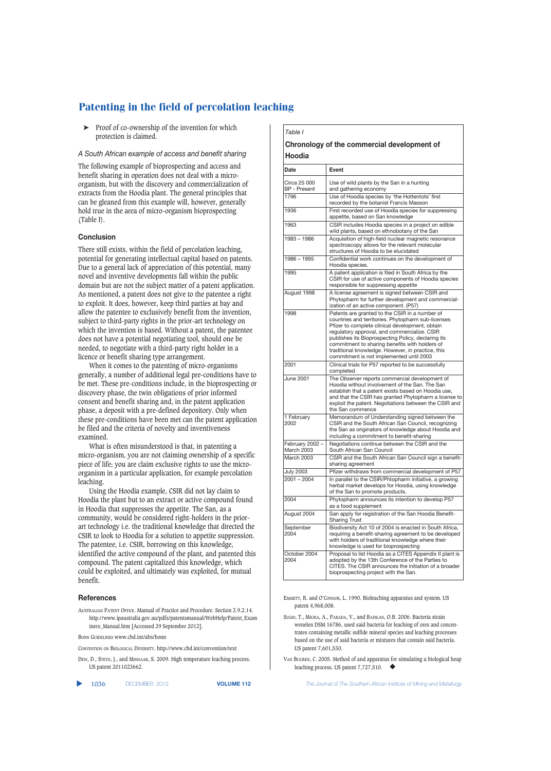➤ Proof of co-ownership of the invention for which protection is claimed.

*A South African example of access and benefit sharing*

The following example of bioprospecting and access and benefit sharing in operation does not deal with a micro-organism, but with the discovery and commercialization of extracts from the Hoodia plant. The general principles that can be gleaned from this example will, however, generally hold true in the area of micro-organism bioprospecting (Table I).

### Conclusion

There still exists, within the field of percolation leaching, potential for generating intellectual capital based on patents. Due to a general lack of appreciation of this potential, many novel and inventive developments fall within the public domain but are not the subject matter of a patent application. As mentioned, a patent does not give to the patentee a right to exploit. It does, however, keep third parties at bay and allow the patentee to exclusively benefit from the invention, subject to third-party rights in the prior-art technology on which the invention is based. Without a patent, the patentee does not have a potential negotiating tool, should one be needed, to negotiate with a third-party right holder in a licence or benefit sharing type arrangement.

When it comes to the patenting of micro-organisms generally, a number of additional legal pre-conditions have to be met. These pre-conditions include, in the bioprospecting or discovery phase, the twin obligations of prior informed consent and benefit sharing and, in the patent application phase, a deposit with a pre-defined depository. Only when these pre-conditions have been met can the patent application be filed and the criteria of novelty and inventiveness examined.

What is often misunderstood is that, in patenting a micro-organism, you are not claiming ownership of a specific piece of life; you are claim exclusive rights to use the micro-organism in a particular application, for example percolation leaching.

Using the Hoodia example, CSIR did not lay claim to Hoodia the plant but to an extract or active compound found in Hoodia that suppresses the appetite. The San, as a community, would be considered right-holders in the prior-art technology i.e. the traditional knowledge that directed the CSIR to look to Hoodia for a solution to appetite suppression. The patentee, i.e. CSIR, borrowing on this knowledge, identified the active compound of the plant, and patented this compound. The patent capitalized this knowledge, which could be exploited, and ultimately was exploited, for mutual benefit.

*Table I*

**Chronology of the commercial development of Hoodia**

| Date | Event |
|---|---|
| Circa 25 000 BP - Present | Use of wild plants by the San in a hunting and gathering economy |
| 1796 | Use of Hoodia species by 'the Hottentots' first recorded by the botanist Francis Masson |
| 1936 | First recorded use of Hoodia species for suppressing appetite, based on San knowledge |
| 1963 | CSIR includes Hoodia species in a project on edible wild plants, based on ethnobotany of the San |
| 1983 – 1986 | Acquisition of high-field nuclear magnetic resonance spectroscopy allows for the relevant molecular structures of Hoodia to be elucidated |
| 1986 – 1995 | Confidential work continues on the development of Hoodia species. |
| 1995 | A patent application is filed in South Africa by the CSIR for use of active components of Hoodia species responsible for suppressing appetite |
| August 1998 | A license agreement is signed between CSIR and Phytopharm for further development and commercialization of an active component. (P57) |
| 1998 | Patents are granted to the CSIR in a number of countries and territories. Phytopharm sub-licenses Pfizer to complete clinical development, obtain regulatory approval, and commercialize. CSIR publishes its Bioprospecting Policy, declaring its commitment to sharing benefits with holders of traditional knowledge. However, in practice, this commitment is not implemented until 2003 |
| 2001 | Clinical trials for P57 reported to be successfully completed |
| June 2001 | The *Observer* reports commercial development of Hoodia without involvement of the San. The San establish that a patent exists based on Hoodia use, and that the CSIR has granted Phytopharm a license to exploit the patent. Negotiations between the CSIR and the San commence |
| 1 February 2002 | Memorandum of Understanding signed between the CSIR and the South African San Council, recognizing the San as originators of knowledge about Hoodia and including a commitment to benefit-sharing |
| February 2002 – March 2003 | Negotiations continue between the CSIR and the South African San Council |
| March 2003 | CSIR and the South African San Council sign a benefit-sharing agreement |
| July 2003 | Pfizer withdraws from commercial development of P57 |
| 2001 – 2004 | In parallel to the CSIR/Phtopharm initiative, a growing herbal market develops for Hoodia, using knowledge of the San to promote products. |
| 2004 | Phytopharm announces its intention to develop P57 as a food supplement |
| August 2004 | San apply for registration of the San Hoodia Benefit-Sharing Trust |
| September 2004 | Biodiversity Act 10 of 2004 is enacted in South Africa, requiring a benefit-sharing agreement to be developed with holders of traditional knowledge where their knowledge is used for bioprospecting |
| October 2004 | Proposal to list Hoodia as a CITES Appendix II plant is adopted by the 13th Conference of the Parties to CITES. The CSIR announces the initiation of a broader bioprospecting project with the San. |

### References

Australian Patent Office. Manual of Practice and Procedure. Section 2.9.2.14. http://www.ipaustralia.gov.au/pdfs/patentsmanual/WebHelp/Patent_Examiners_Manual.htm [Accessed 29 September 2012].

Bonn Guidelines www.cbd.int/abs/bonn

Convention on Biological Diversity. http://www.cbd.int/convention/text

Dew, D., Steyn, J., and Minnaar, S. 2009. High temperature leaching process. US patent 2011023662.

Emmett, R. and O'Connor, L. 1990. Bioleaching apparatus and system. US patent 4,968,008.

Sugio, T., Miura, A., Parada, V., and Badilan, O.B. 2006. Bacteria strain wenelen DSM 16786, used said bacteria for leaching of ores and concentrates containing metallic sulfide mineral species and leaching processes based on the use of said bacteria or mixtures that contain said bacteria. US patent 7,601,530.

Van Buuren, C. 2005. Method of and apparatus for simulating a biological heap leaching process. US patent 7,727,510. ◆